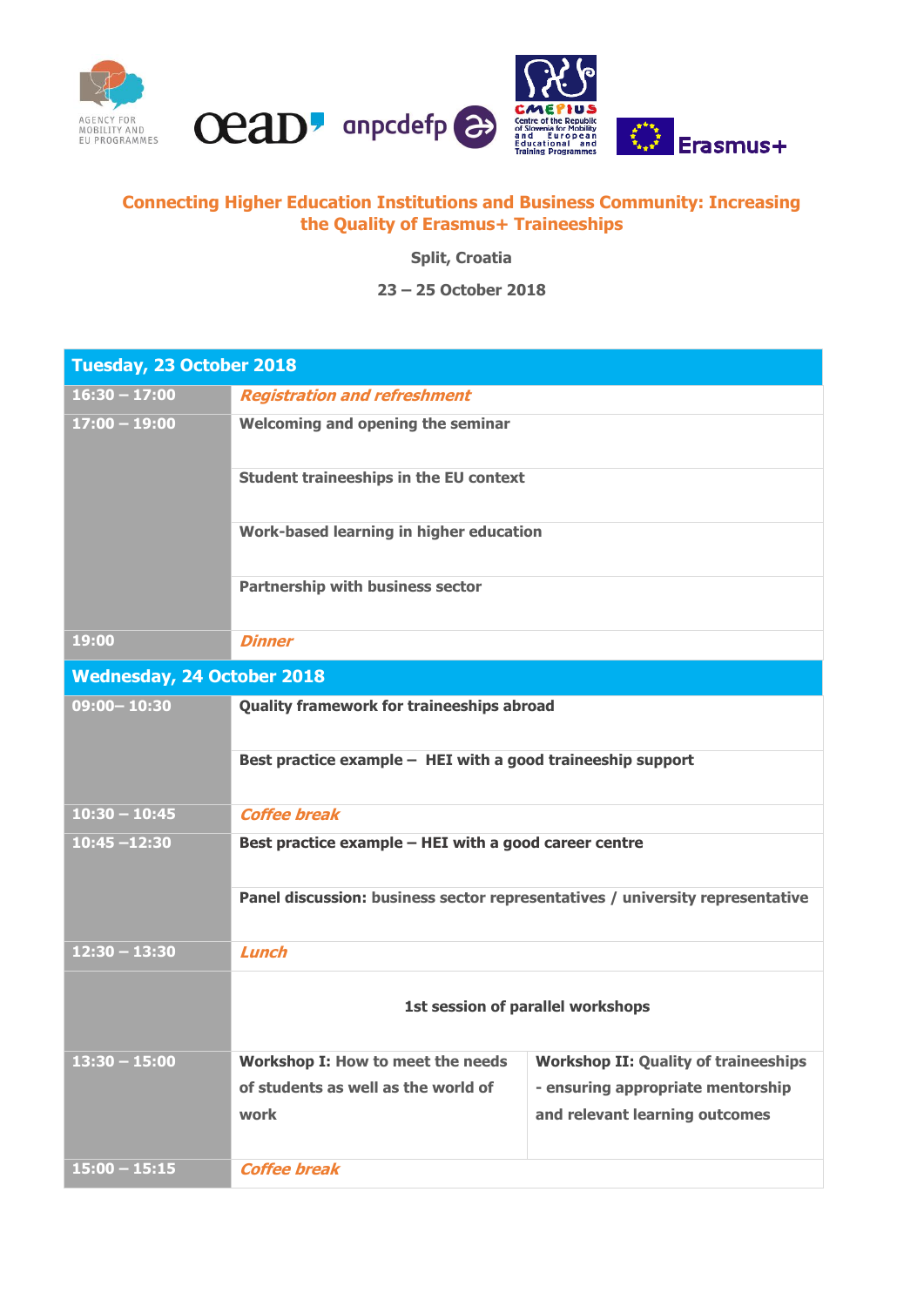AGENCY FOR MOBILITY AND EU PROGRAMMES

oead anpcdefp CMEPIUS Centre of the Republic of Slovenia for Mobility and European Educational and Training Programmes Erasmus+

## Connecting Higher Education Institutions and Business Community: Increasing the Quality of Erasmus+ Traineeships

**Split, Croatia**

**23 – 25 October 2018**

| **Tuesday, 23 October 2018** | | |
|---|---|---|
| 16:30 – 17:00 | ***Registration and refreshment*** | |
| 17:00 – 19:00 | **Welcoming and opening the seminar** | |
| | **Student traineeships in the EU context** | |
| | **Work-based learning in higher education** | |
| | **Partnership with business sector** | |
| 19:00 | ***Dinner*** | |
| **Wednesday, 24 October 2018** | | |
| 09:00– 10:30 | **Quality framework for traineeships abroad** | |
| | **Best practice example – HEI with a good traineeship support** | |
| 10:30 – 10:45 | ***Coffee break*** | |
| 10:45 –12:30 | **Best practice example – HEI with a good career centre** | |
| | **Panel discussion:** business sector representatives / university representative | |
| 12:30 – 13:30 | ***Lunch*** | |
| | **1st session of parallel workshops** | |
| 13:30 – 15:00 | **Workshop I:** How to meet the needs of students as well as the world of work | **Workshop II:** Quality of traineeships - ensuring appropriate mentorship and relevant learning outcomes |
| 15:00 – 15:15 | ***Coffee break*** | |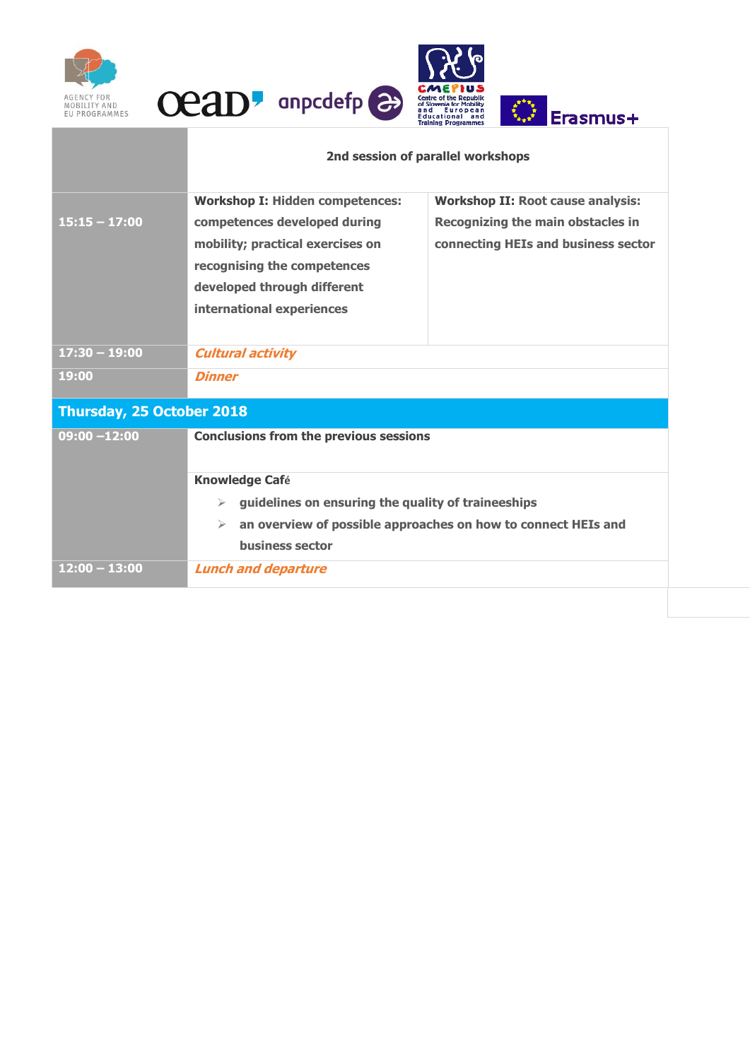| | | |
|---|---|---|
| | **2nd session of parallel workshops** | |
| **15:15 – 17:00** | **Workshop I: Hidden competences: competences developed during mobility; practical exercises on recognising the competences developed through different international experiences** | **Workshop II: Root cause analysis: Recognizing the main obstacles in connecting HEIs and business sector** |
| **17:30 – 19:00** | ***Cultural activity*** | |
| **19:00** | ***Dinner*** | |

## Thursday, 25 October 2018

| | |
|---|---|
| **09:00 –12:00** | **Conclusions from the previous sessions** |
| | **Knowledge Café**<br>➢ **guidelines on ensuring the quality of traineeships**<br>➢ **an overview of possible approaches on how to connect HEIs and business sector** |
| **12:00 – 13:00** | ***Lunch and departure*** |